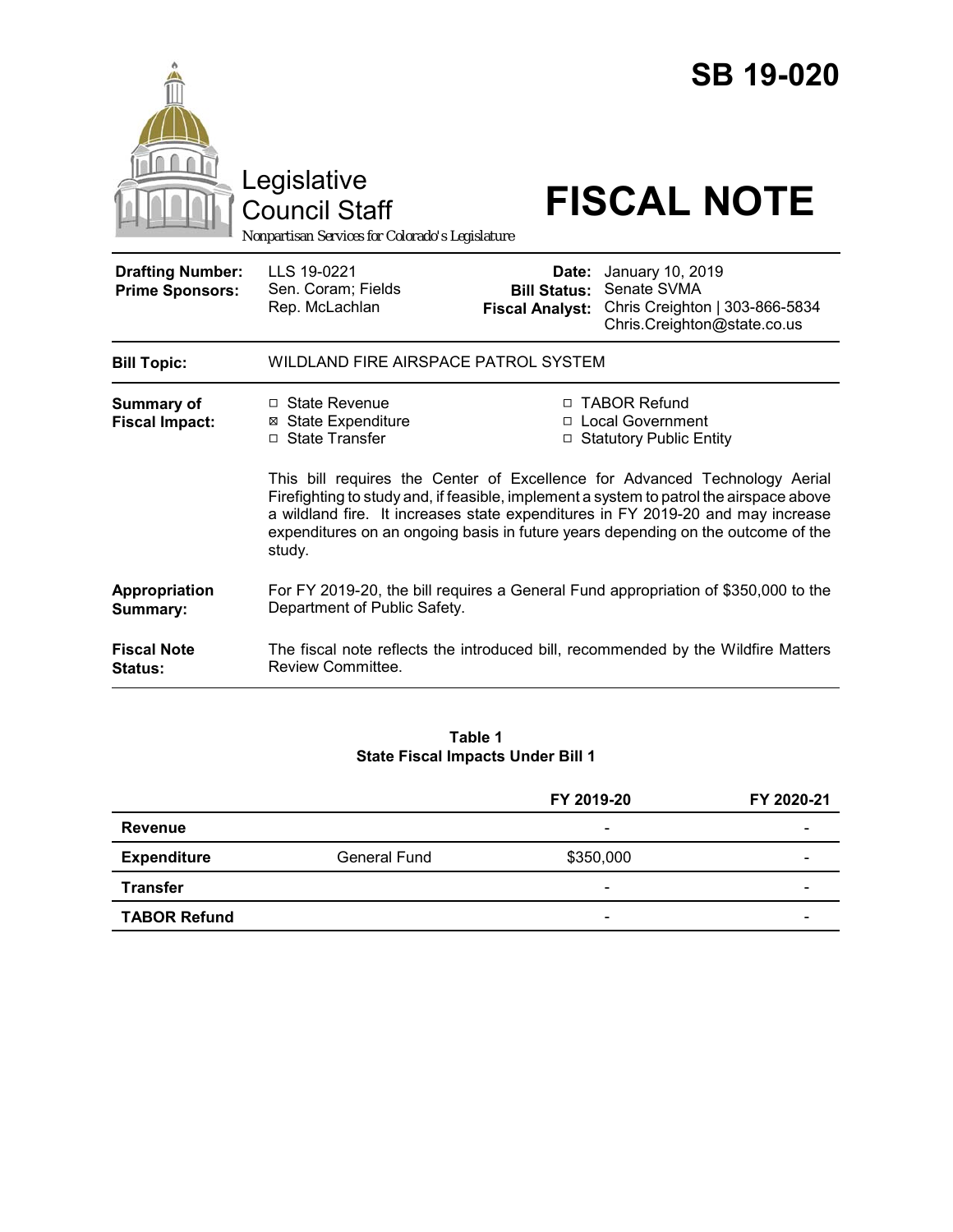# SB 19-020

Legislative Council Staff

*Nonpartisan Services for Colorado's Legislature*

# FISCAL NOTE

| | | | |
|---|---|---|---|
| **Drafting Number:** | LLS 19-0221 | **Date:** | January 10, 2019 |
| **Prime Sponsors:** | Sen. Coram; Fields<br>Rep. McLachlan | **Bill Status:** | Senate SVMA |
| | | **Fiscal Analyst:** | Chris Creighton \| 303-866-5834<br>Chris.Creighton@state.co.us |

| | |
|---|---|
| **Bill Topic:** | WILDLAND FIRE AIRSPACE PATROL SYSTEM |
| **Summary of Fiscal Impact:** | ☐ State Revenue<br>☒ State Expenditure<br>☐ State Transfer<br>☐ TABOR Refund<br>☐ Local Government<br>☐ Statutory Public Entity<br><br>This bill requires the Center of Excellence for Advanced Technology Aerial Firefighting to study and, if feasible, implement a system to patrol the airspace above a wildland fire. It increases state expenditures in FY 2019-20 and may increase expenditures on an ongoing basis in future years depending on the outcome of the study. |
| **Appropriation Summary:** | For FY 2019-20, the bill requires a General Fund appropriation of $350,000 to the Department of Public Safety. |
| **Fiscal Note Status:** | The fiscal note reflects the introduced bill, recommended by the Wildfire Matters Review Committee. |

**Table 1**
**State Fiscal Impacts Under Bill 1**

| | | FY 2019-20 | FY 2020-21 |
|---|---|---|---|
| **Revenue** | | - | - |
| **Expenditure** | General Fund | $350,000 | - |
| **Transfer** | | - | - |
| **TABOR Refund** | | - | - |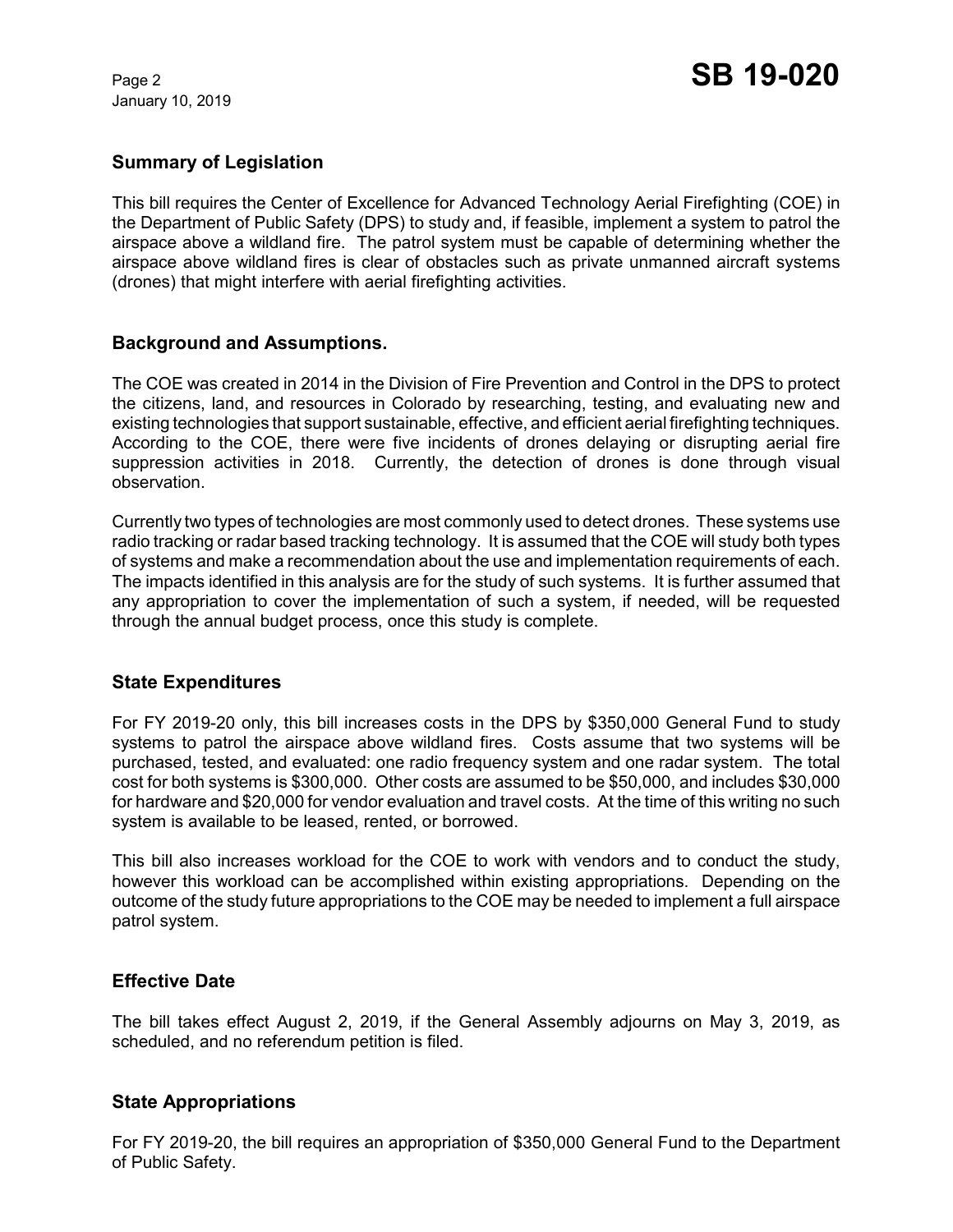## Summary of Legislation

This bill requires the Center of Excellence for Advanced Technology Aerial Firefighting (COE) in the Department of Public Safety (DPS) to study and, if feasible, implement a system to patrol the airspace above a wildland fire. The patrol system must be capable of determining whether the airspace above wildland fires is clear of obstacles such as private unmanned aircraft systems (drones) that might interfere with aerial firefighting activities.

## Background and Assumptions.

The COE was created in 2014 in the Division of Fire Prevention and Control in the DPS to protect the citizens, land, and resources in Colorado by researching, testing, and evaluating new and existing technologies that support sustainable, effective, and efficient aerial firefighting techniques. According to the COE, there were five incidents of drones delaying or disrupting aerial fire suppression activities in 2018. Currently, the detection of drones is done through visual observation.

Currently two types of technologies are most commonly used to detect drones. These systems use radio tracking or radar based tracking technology. It is assumed that the COE will study both types of systems and make a recommendation about the use and implementation requirements of each. The impacts identified in this analysis are for the study of such systems. It is further assumed that any appropriation to cover the implementation of such a system, if needed, will be requested through the annual budget process, once this study is complete.

## State Expenditures

For FY 2019-20 only, this bill increases costs in the DPS by $350,000 General Fund to study systems to patrol the airspace above wildland fires. Costs assume that two systems will be purchased, tested, and evaluated: one radio frequency system and one radar system. The total cost for both systems is $300,000. Other costs are assumed to be $50,000, and includes $30,000 for hardware and $20,000 for vendor evaluation and travel costs. At the time of this writing no such system is available to be leased, rented, or borrowed.

This bill also increases workload for the COE to work with vendors and to conduct the study, however this workload can be accomplished within existing appropriations. Depending on the outcome of the study future appropriations to the COE may be needed to implement a full airspace patrol system.

## Effective Date

The bill takes effect August 2, 2019, if the General Assembly adjourns on May 3, 2019, as scheduled, and no referendum petition is filed.

## State Appropriations

For FY 2019-20, the bill requires an appropriation of $350,000 General Fund to the Department of Public Safety.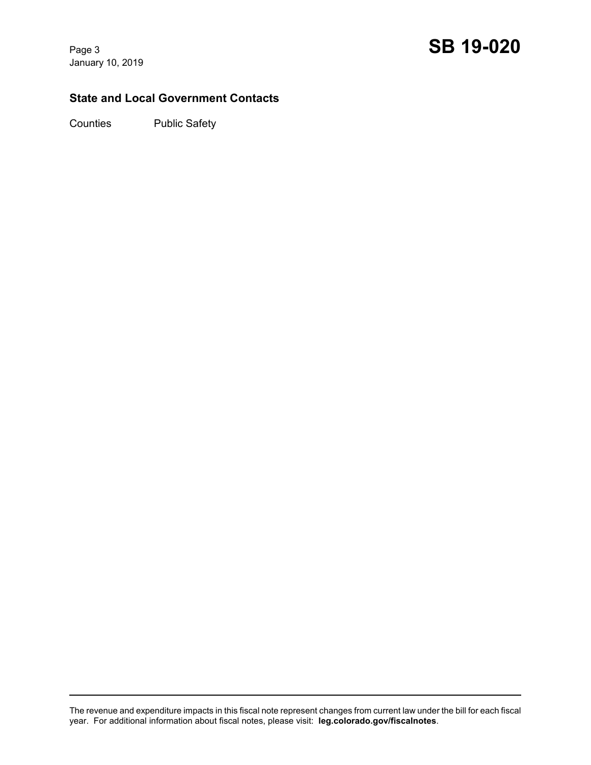## State and Local Government Contacts

Counties    Public Safety

---

The revenue and expenditure impacts in this fiscal note represent changes from current law under the bill for each fiscal year. For additional information about fiscal notes, please visit: **leg.colorado.gov/fiscalnotes**.